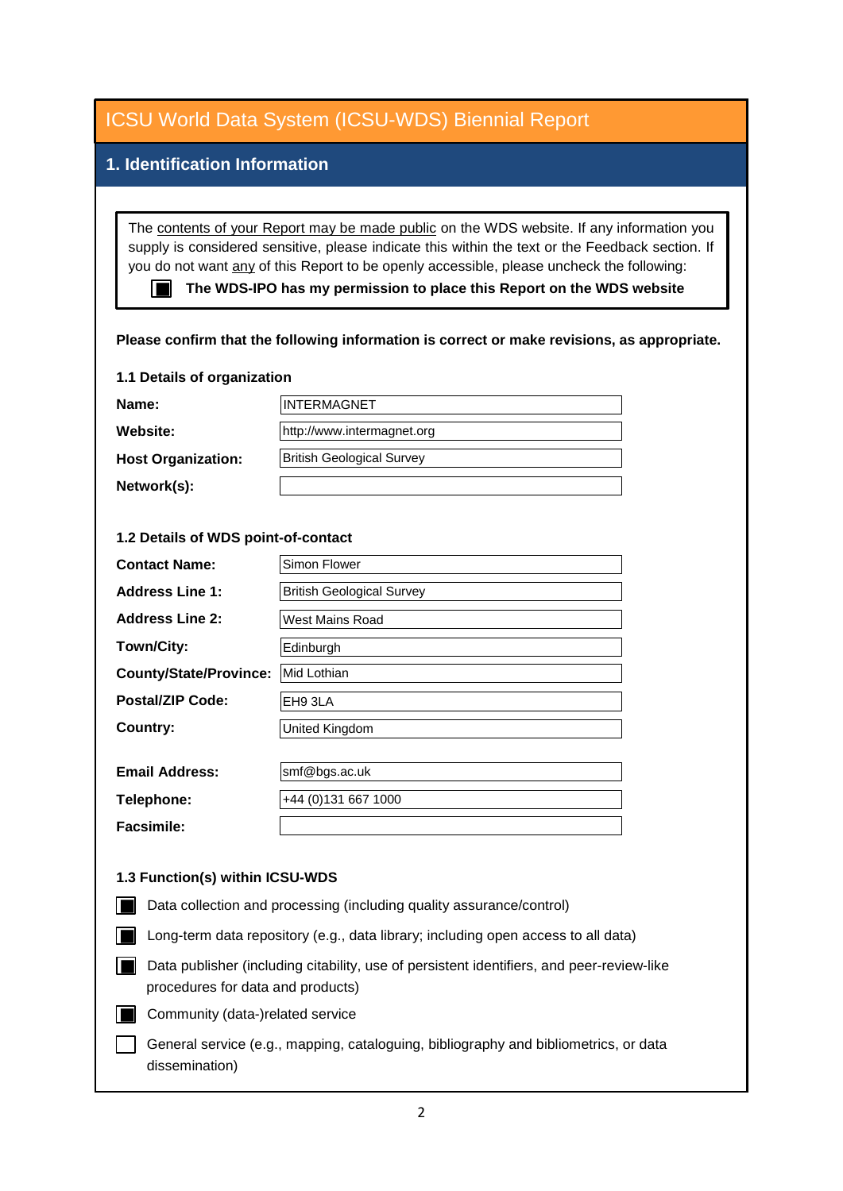# ICSU World Data System (ICSU-WDS) Biennial Report

## 1. Identification Information

The contents of your Report may be made public on the WDS website. If any information you supply is considered sensitive, please indicate this within the text or the Feedback section. If you do not want any of this Report to be openly accessible, please uncheck the following:

- [x] **The WDS-IPO has my permission to place this Report on the WDS website**

**Please confirm that the following information is correct or make revisions, as appropriate.**

### 1.1 Details of organization

| | |
|---|---|
| **Name:** | INTERMAGNET |
| **Website:** | http://www.intermagnet.org |
| **Host Organization:** | British Geological Survey |
| **Network(s):** | |

### 1.2 Details of WDS point-of-contact

| | |
|---|---|
| **Contact Name:** | Simon Flower |
| **Address Line 1:** | British Geological Survey |
| **Address Line 2:** | West Mains Road |
| **Town/City:** | Edinburgh |
| **County/State/Province:** | Mid Lothian |
| **Postal/ZIP Code:** | EH9 3LA |
| **Country:** | United Kingdom |
| **Email Address:** | smf@bgs.ac.uk |
| **Telephone:** | +44 (0)131 667 1000 |
| **Facsimile:** | |

### 1.3 Function(s) within ICSU-WDS

- [x] Data collection and processing (including quality assurance/control)
- [x] Long-term data repository (e.g., data library; including open access to all data)
- [x] Data publisher (including citability, use of persistent identifiers, and peer-review-like procedures for data and products)
- [x] Community (data-)related service
- [ ] General service (e.g., mapping, cataloguing, bibliography and bibliometrics, or data dissemination)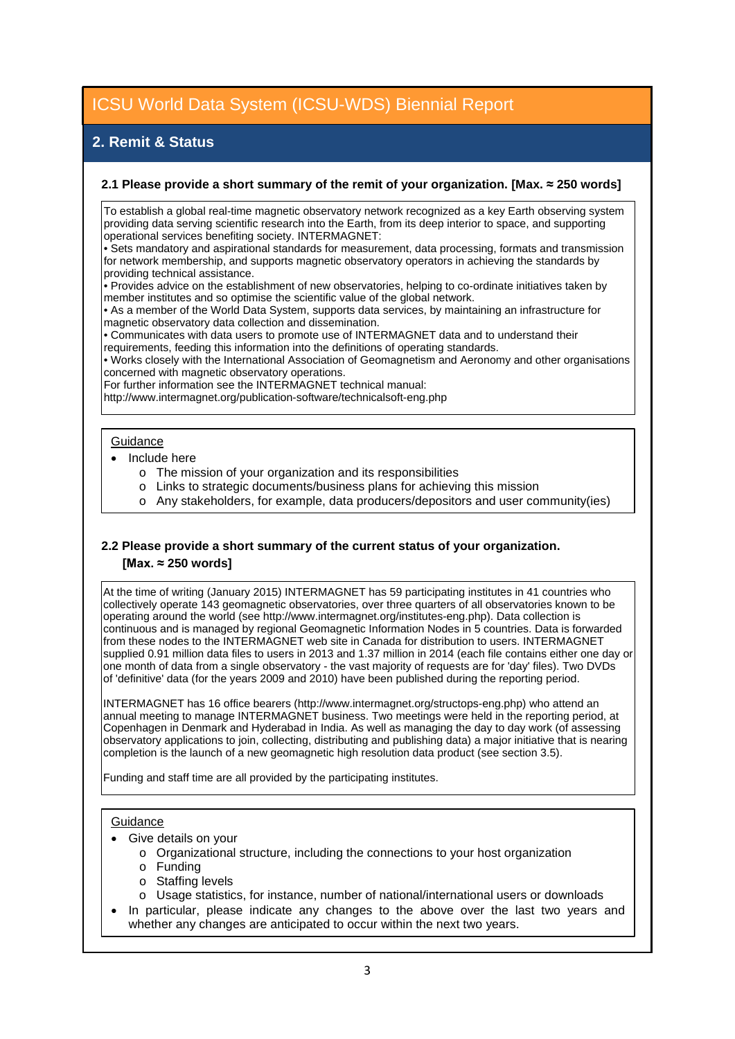# ICSU World Data System (ICSU-WDS) Biennial Report

## 2. Remit & Status

**2.1 Please provide a short summary of the remit of your organization. [Max. ≈ 250 words]**

To establish a global real-time magnetic observatory network recognized as a key Earth observing system providing data serving scientific research into the Earth, from its deep interior to space, and supporting operational services benefiting society. INTERMAGNET:

• Sets mandatory and aspirational standards for measurement, data processing, formats and transmission for network membership, and supports magnetic observatory operators in achieving the standards by providing technical assistance.

• Provides advice on the establishment of new observatories, helping to co-ordinate initiatives taken by member institutes and so optimise the scientific value of the global network.

• As a member of the World Data System, supports data services, by maintaining an infrastructure for magnetic observatory data collection and dissemination.

• Communicates with data users to promote use of INTERMAGNET data and to understand their requirements, feeding this information into the definitions of operating standards.

• Works closely with the International Association of Geomagnetism and Aeronomy and other organisations concerned with magnetic observatory operations.

For further information see the INTERMAGNET technical manual:
http://www.intermagnet.org/publication-software/technicalsoft-eng.php

Guidance

- Include here
  - The mission of your organization and its responsibilities
  - Links to strategic documents/business plans for achieving this mission
  - Any stakeholders, for example, data producers/depositors and user community(ies)

**2.2 Please provide a short summary of the current status of your organization. [Max. ≈ 250 words]**

At the time of writing (January 2015) INTERMAGNET has 59 participating institutes in 41 countries who collectively operate 143 geomagnetic observatories, over three quarters of all observatories known to be operating around the world (see http://www.intermagnet.org/institutes-eng.php). Data collection is continuous and is managed by regional Geomagnetic Information Nodes in 5 countries. Data is forwarded from these nodes to the INTERMAGNET web site in Canada for distribution to users. INTERMAGNET supplied 0.91 million data files to users in 2013 and 1.37 million in 2014 (each file contains either one day or one month of data from a single observatory - the vast majority of requests are for 'day' files). Two DVDs of 'definitive' data (for the years 2009 and 2010) have been published during the reporting period.

INTERMAGNET has 16 office bearers (http://www.intermagnet.org/structops-eng.php) who attend an annual meeting to manage INTERMAGNET business. Two meetings were held in the reporting period, at Copenhagen in Denmark and Hyderabad in India. As well as managing the day to day work (of assessing observatory applications to join, collecting, distributing and publishing data) a major initiative that is nearing completion is the launch of a new geomagnetic high resolution data product (see section 3.5).

Funding and staff time are all provided by the participating institutes.

Guidance

- Give details on your
  - Organizational structure, including the connections to your host organization
  - Funding
  - Staffing levels
  - Usage statistics, for instance, number of national/international users or downloads
- In particular, please indicate any changes to the above over the last two years and whether any changes are anticipated to occur within the next two years.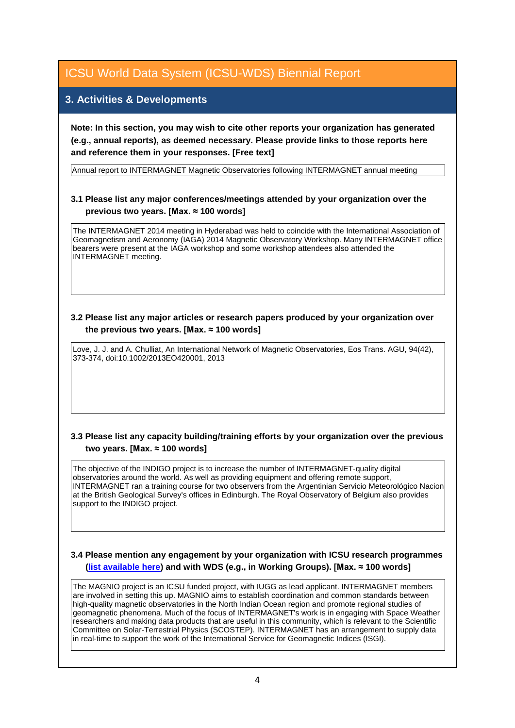# ICSU World Data System (ICSU-WDS) Biennial Report

## 3. Activities & Developments

**Note: In this section, you may wish to cite other reports your organization has generated (e.g., annual reports), as deemed necessary. Please provide links to those reports here and reference them in your responses. [Free text]**

Annual report to INTERMAGNET Magnetic Observatories following INTERMAGNET annual meeting

### 3.1 Please list any major conferences/meetings attended by your organization over the previous two years. [Max. ≈ 100 words]

The INTERMAGNET 2014 meeting in Hyderabad was held to coincide with the International Association of Geomagnetism and Aeronomy (IAGA) 2014 Magnetic Observatory Workshop. Many INTERMAGNET office bearers were present at the IAGA workshop and some workshop attendees also attended the INTERMAGNET meeting.

### 3.2 Please list any major articles or research papers produced by your organization over the previous two years. [Max. ≈ 100 words]

Love, J. J. and A. Chulliat, An International Network of Magnetic Observatories, Eos Trans. AGU, 94(42), 373-374, doi:10.1002/2013EO420001, 2013

### 3.3 Please list any capacity building/training efforts by your organization over the previous two years. [Max. ≈ 100 words]

The objective of the INDIGO project is to increase the number of INTERMAGNET-quality digital observatories around the world. As well as providing equipment and offering remote support, INTERMAGNET ran a training course for two observers from the Argentinian Servicio Meteorológico Nacion at the British Geological Survey's offices in Edinburgh. The Royal Observatory of Belgium also provides support to the INDIGO project.

### 3.4 Please mention any engagement by your organization with ICSU research programmes (list available here) and with WDS (e.g., in Working Groups). [Max. ≈ 100 words]

The MAGNIO project is an ICSU funded project, with IUGG as lead applicant. INTERMAGNET members are involved in setting this up. MAGNIO aims to establish coordination and common standards between high-quality magnetic observatories in the North Indian Ocean region and promote regional studies of geomagnetic phenomena. Much of the focus of INTERMAGNET's work is in engaging with Space Weather researchers and making data products that are useful in this community, which is relevant to the Scientific Committee on Solar-Terrestrial Physics (SCOSTEP). INTERMAGNET has an arrangement to supply data in real-time to support the work of the International Service for Geomagnetic Indices (ISGI).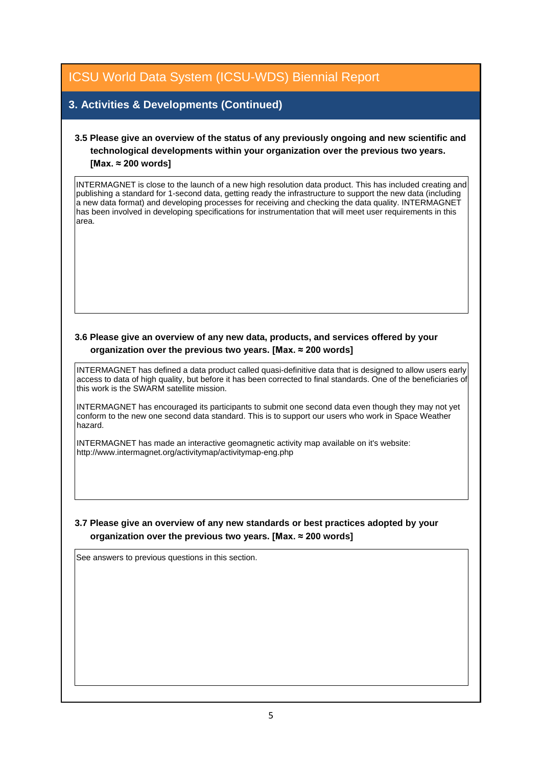# ICSU World Data System (ICSU-WDS) Biennial Report

## 3. Activities & Developments (Continued)

**3.5 Please give an overview of the status of any previously ongoing and new scientific and technological developments within your organization over the previous two years. [Max. ≈ 200 words]**

INTERMAGNET is close to the launch of a new high resolution data product. This has included creating and publishing a standard for 1-second data, getting ready the infrastructure to support the new data (including a new data format) and developing processes for receiving and checking the data quality. INTERMAGNET has been involved in developing specifications for instrumentation that will meet user requirements in this area.

**3.6 Please give an overview of any new data, products, and services offered by your organization over the previous two years. [Max. ≈ 200 words]**

INTERMAGNET has defined a data product called quasi-definitive data that is designed to allow users early access to data of high quality, but before it has been corrected to final standards. One of the beneficiaries of this work is the SWARM satellite mission.

INTERMAGNET has encouraged its participants to submit one second data even though they may not yet conform to the new one second data standard. This is to support our users who work in Space Weather hazard.

INTERMAGNET has made an interactive geomagnetic activity map available on it's website: http://www.intermagnet.org/activitymap/activitymap-eng.php

**3.7 Please give an overview of any new standards or best practices adopted by your organization over the previous two years. [Max. ≈ 200 words]**

See answers to previous questions in this section.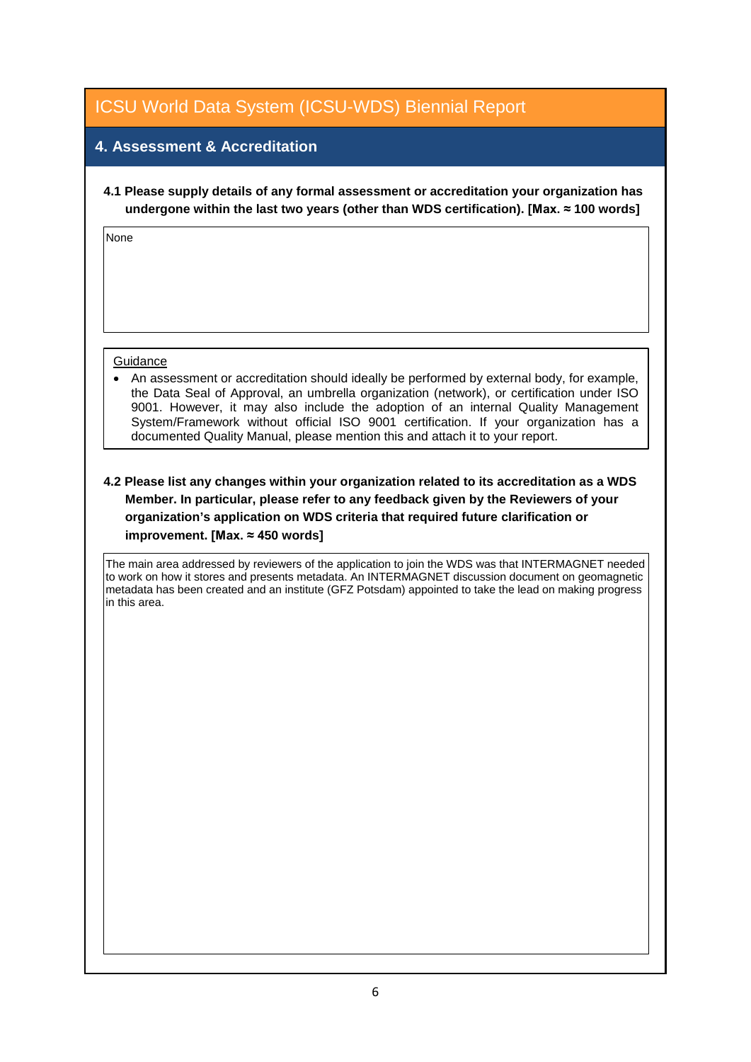# ICSU World Data System (ICSU-WDS) Biennial Report

## 4. Assessment & Accreditation

**4.1 Please supply details of any formal assessment or accreditation your organization has undergone within the last two years (other than WDS certification). [Max. ≈ 100 words]**

None

Guidance

- An assessment or accreditation should ideally be performed by external body, for example, the Data Seal of Approval, an umbrella organization (network), or certification under ISO 9001. However, it may also include the adoption of an internal Quality Management System/Framework without official ISO 9001 certification. If your organization has a documented Quality Manual, please mention this and attach it to your report.

**4.2 Please list any changes within your organization related to its accreditation as a WDS Member. In particular, please refer to any feedback given by the Reviewers of your organization's application on WDS criteria that required future clarification or improvement. [Max. ≈ 450 words]**

The main area addressed by reviewers of the application to join the WDS was that INTERMAGNET needed to work on how it stores and presents metadata. An INTERMAGNET discussion document on geomagnetic metadata has been created and an institute (GFZ Potsdam) appointed to take the lead on making progress in this area.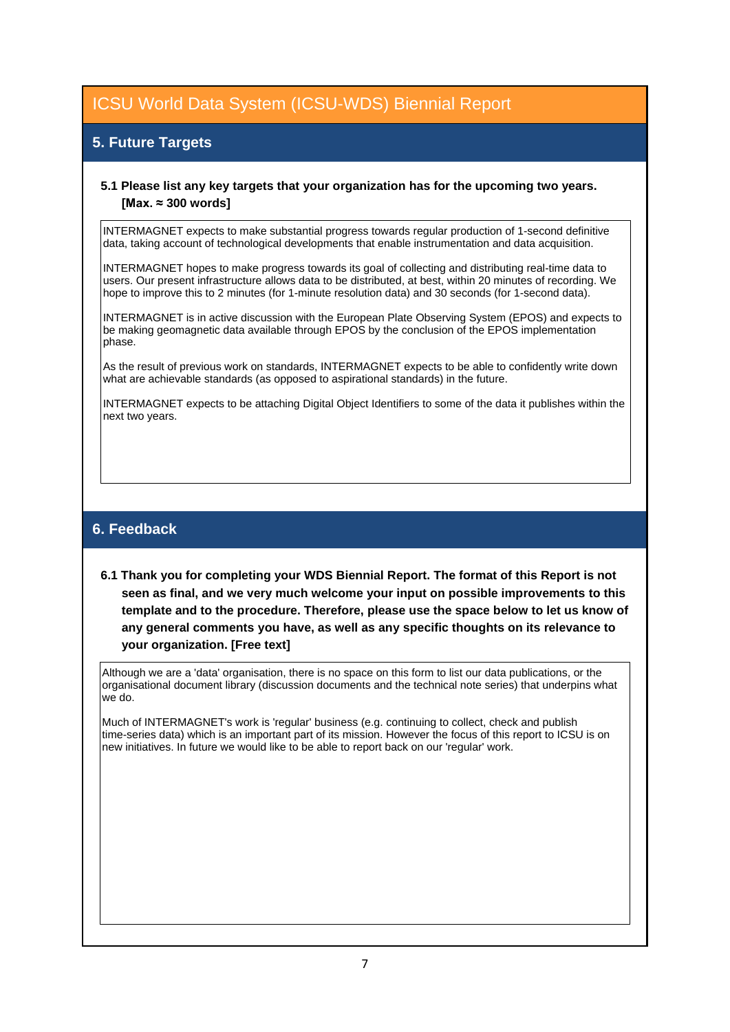# ICSU World Data System (ICSU-WDS) Biennial Report

## 5. Future Targets

**5.1 Please list any key targets that your organization has for the upcoming two years. [Max. ≈ 300 words]**

INTERMAGNET expects to make substantial progress towards regular production of 1-second definitive data, taking account of technological developments that enable instrumentation and data acquisition.

INTERMAGNET hopes to make progress towards its goal of collecting and distributing real-time data to users. Our present infrastructure allows data to be distributed, at best, within 20 minutes of recording. We hope to improve this to 2 minutes (for 1-minute resolution data) and 30 seconds (for 1-second data).

INTERMAGNET is in active discussion with the European Plate Observing System (EPOS) and expects to be making geomagnetic data available through EPOS by the conclusion of the EPOS implementation phase.

As the result of previous work on standards, INTERMAGNET expects to be able to confidently write down what are achievable standards (as opposed to aspirational standards) in the future.

INTERMAGNET expects to be attaching Digital Object Identifiers to some of the data it publishes within the next two years.

## 6. Feedback

**6.1 Thank you for completing your WDS Biennial Report. The format of this Report is not seen as final, and we very much welcome your input on possible improvements to this template and to the procedure. Therefore, please use the space below to let us know of any general comments you have, as well as any specific thoughts on its relevance to your organization. [Free text]**

Although we are a 'data' organisation, there is no space on this form to list our data publications, or the organisational document library (discussion documents and the technical note series) that underpins what we do.

Much of INTERMAGNET's work is 'regular' business (e.g. continuing to collect, check and publish time-series data) which is an important part of its mission. However the focus of this report to ICSU is on new initiatives. In future we would like to be able to report back on our 'regular' work.